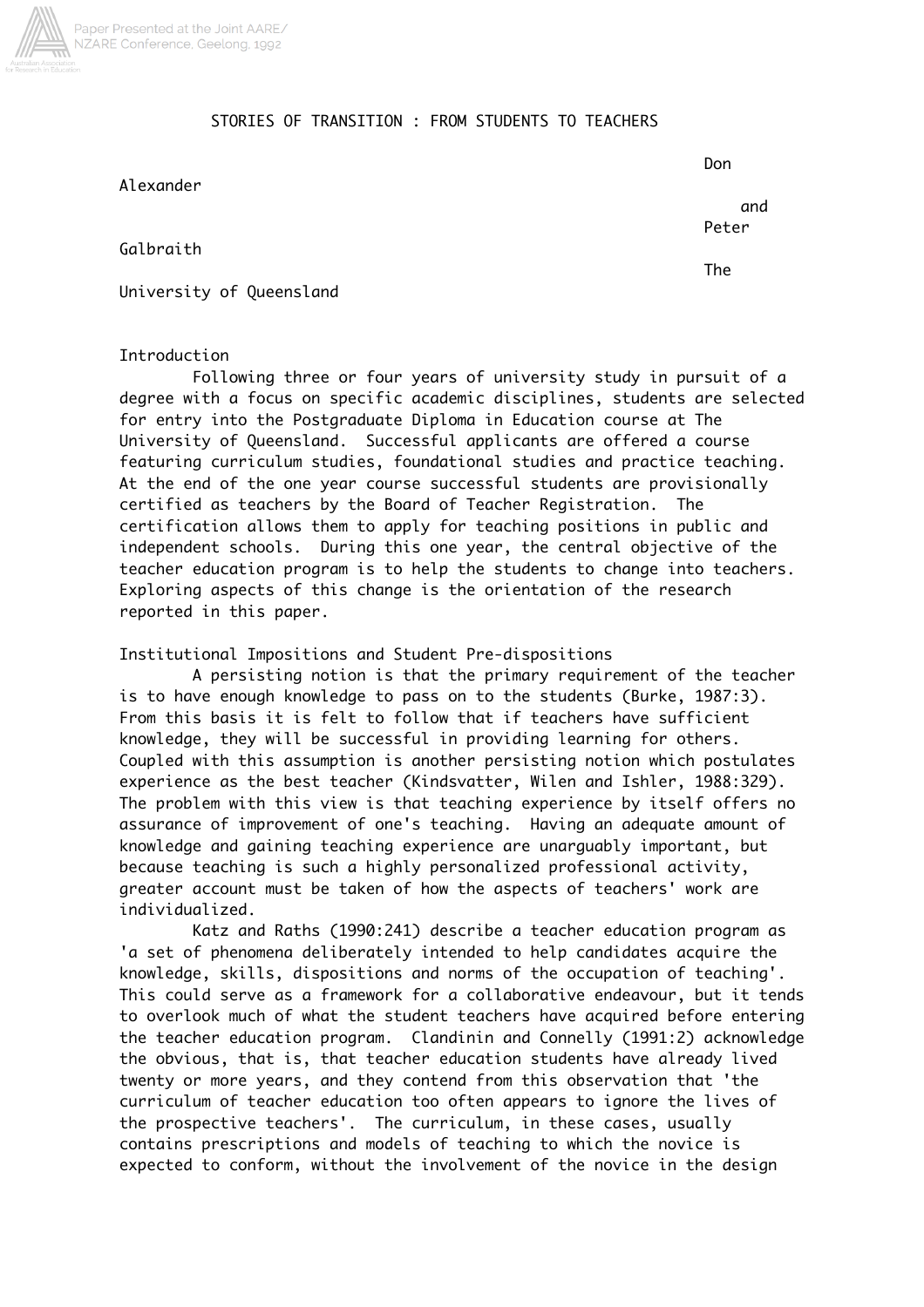# STORIES OF TRANSITION : FROM STUDENTS TO TEACHERS

Don Alexander

and

Peter Galbraith

The University of Queensland

## Introduction

Following three or four years of university study in pursuit of a degree with a focus on specific academic disciplines, students are selected for entry into the Postgraduate Diploma in Education course at The University of Queensland. Successful applicants are offered a course featuring curriculum studies, foundational studies and practice teaching. At the end of the one year course successful students are provisionally certified as teachers by the Board of Teacher Registration. The certification allows them to apply for teaching positions in public and independent schools. During this one year, the central objective of the teacher education program is to help the students to change into teachers. Exploring aspects of this change is the orientation of the research reported in this paper.

## Institutional Impositions and Student Pre-dispositions

A persisting notion is that the primary requirement of the teacher is to have enough knowledge to pass on to the students (Burke, 1987:3). From this basis it is felt to follow that if teachers have sufficient knowledge, they will be successful in providing learning for others. Coupled with this assumption is another persisting notion which postulates experience as the best teacher (Kindsvatter, Wilen and Ishler, 1988:329). The problem with this view is that teaching experience by itself offers no assurance of improvement of one's teaching. Having an adequate amount of knowledge and gaining teaching experience are unarguably important, but because teaching is such a highly personalized professional activity, greater account must be taken of how the aspects of teachers' work are individualized.

Katz and Raths (1990:241) describe a teacher education program as 'a set of phenomena deliberately intended to help candidates acquire the knowledge, skills, dispositions and norms of the occupation of teaching'. This could serve as a framework for a collaborative endeavour, but it tends to overlook much of what the student teachers have acquired before entering the teacher education program. Clandinin and Connelly (1991:2) acknowledge the obvious, that is, that teacher education students have already lived twenty or more years, and they contend from this observation that 'the curriculum of teacher education too often appears to ignore the lives of the prospective teachers'. The curriculum, in these cases, usually contains prescriptions and models of teaching to which the novice is expected to conform, without the involvement of the novice in the design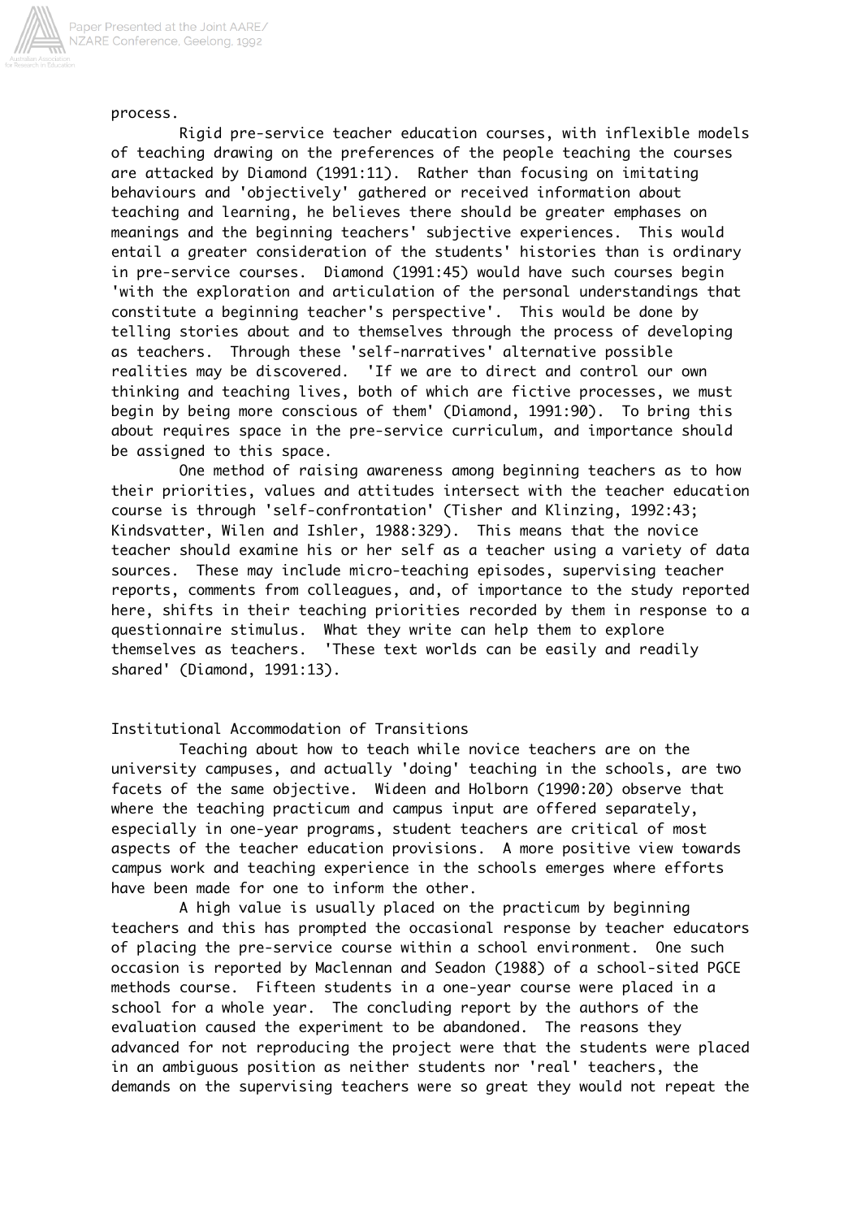process.

Rigid pre-service teacher education courses, with inflexible models of teaching drawing on the preferences of the people teaching the courses are attacked by Diamond (1991:11). Rather than focusing on imitating behaviours and 'objectively' gathered or received information about teaching and learning, he believes there should be greater emphases on meanings and the beginning teachers' subjective experiences. This would entail a greater consideration of the students' histories than is ordinary in pre-service courses. Diamond (1991:45) would have such courses begin 'with the exploration and articulation of the personal understandings that constitute a beginning teacher's perspective'. This would be done by telling stories about and to themselves through the process of developing as teachers. Through these 'self-narratives' alternative possible realities may be discovered. 'If we are to direct and control our own thinking and teaching lives, both of which are fictive processes, we must begin by being more conscious of them' (Diamond, 1991:90). To bring this about requires space in the pre-service curriculum, and importance should be assigned to this space.

One method of raising awareness among beginning teachers as to how their priorities, values and attitudes intersect with the teacher education course is through 'self-confrontation' (Tisher and Klinzing, 1992:43; Kindsvatter, Wilen and Ishler, 1988:329). This means that the novice teacher should examine his or her self as a teacher using a variety of data sources. These may include micro-teaching episodes, supervising teacher reports, comments from colleagues, and, of importance to the study reported here, shifts in their teaching priorities recorded by them in response to a questionnaire stimulus. What they write can help them to explore themselves as teachers. 'These text worlds can be easily and readily shared' (Diamond, 1991:13).

## Institutional Accommodation of Transitions

Teaching about how to teach while novice teachers are on the university campuses, and actually 'doing' teaching in the schools, are two facets of the same objective. Wideen and Holborn (1990:20) observe that where the teaching practicum and campus input are offered separately, especially in one-year programs, student teachers are critical of most aspects of the teacher education provisions. A more positive view towards campus work and teaching experience in the schools emerges where efforts have been made for one to inform the other.

A high value is usually placed on the practicum by beginning teachers and this has prompted the occasional response by teacher educators of placing the pre-service course within a school environment. One such occasion is reported by Maclennan and Seadon (1988) of a school-sited PGCE methods course. Fifteen students in a one-year course were placed in a school for a whole year. The concluding report by the authors of the evaluation caused the experiment to be abandoned. The reasons they advanced for not reproducing the project were that the students were placed in an ambiguous position as neither students nor 'real' teachers, the demands on the supervising teachers were so great they would not repeat the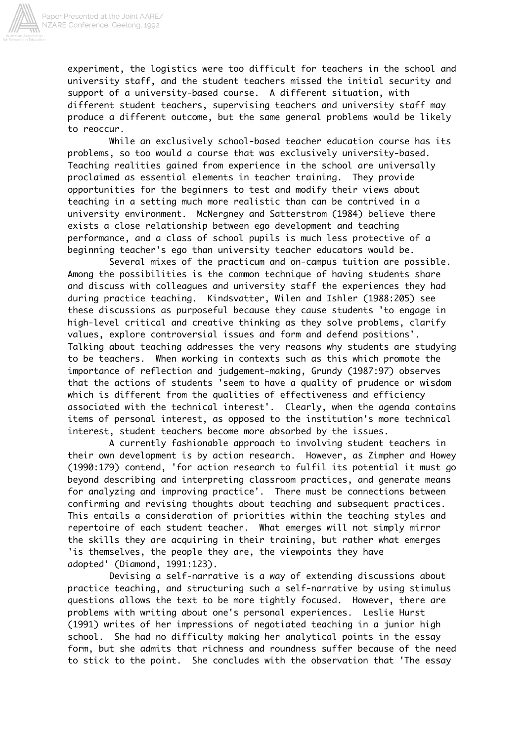experiment, the logistics were too difficult for teachers in the school and university staff, and the student teachers missed the initial security and support of a university-based course. A different situation, with different student teachers, supervising teachers and university staff may produce a different outcome, but the same general problems would be likely to reoccur.

While an exclusively school-based teacher education course has its problems, so too would a course that was exclusively university-based. Teaching realities gained from experience in the school are universally proclaimed as essential elements in teacher training. They provide opportunities for the beginners to test and modify their views about teaching in a setting much more realistic than can be contrived in a university environment. McNergney and Satterstrom (1984) believe there exists a close relationship between ego development and teaching performance, and a class of school pupils is much less protective of a beginning teacher's ego than university teacher educators would be.

Several mixes of the practicum and on-campus tuition are possible. Among the possibilities is the common technique of having students share and discuss with colleagues and university staff the experiences they had during practice teaching. Kindsvatter, Wilen and Ishler (1988:205) see these discussions as purposeful because they cause students 'to engage in high-level critical and creative thinking as they solve problems, clarify values, explore controversial issues and form and defend positions'. Talking about teaching addresses the very reasons why students are studying to be teachers. When working in contexts such as this which promote the importance of reflection and judgement-making, Grundy (1987:97) observes that the actions of students 'seem to have a quality of prudence or wisdom which is different from the qualities of effectiveness and efficiency associated with the technical interest'. Clearly, when the agenda contains items of personal interest, as opposed to the institution's more technical interest, student teachers become more absorbed by the issues.

A currently fashionable approach to involving student teachers in their own development is by action research. However, as Zimpher and Howey (1990:179) contend, 'for action research to fulfil its potential it must go beyond describing and interpreting classroom practices, and generate means for analyzing and improving practice'. There must be connections between confirming and revising thoughts about teaching and subsequent practices. This entails a consideration of priorities within the teaching styles and repertoire of each student teacher. What emerges will not simply mirror the skills they are acquiring in their training, but rather what emerges 'is themselves, the people they are, the viewpoints they have adopted' (Diamond, 1991:123).

Devising a self-narrative is a way of extending discussions about practice teaching, and structuring such a self-narrative by using stimulus questions allows the text to be more tightly focused. However, there are problems with writing about one's personal experiences. Leslie Hurst (1991) writes of her impressions of negotiated teaching in a junior high school. She had no difficulty making her analytical points in the essay form, but she admits that richness and roundness suffer because of the need to stick to the point. She concludes with the observation that 'The essay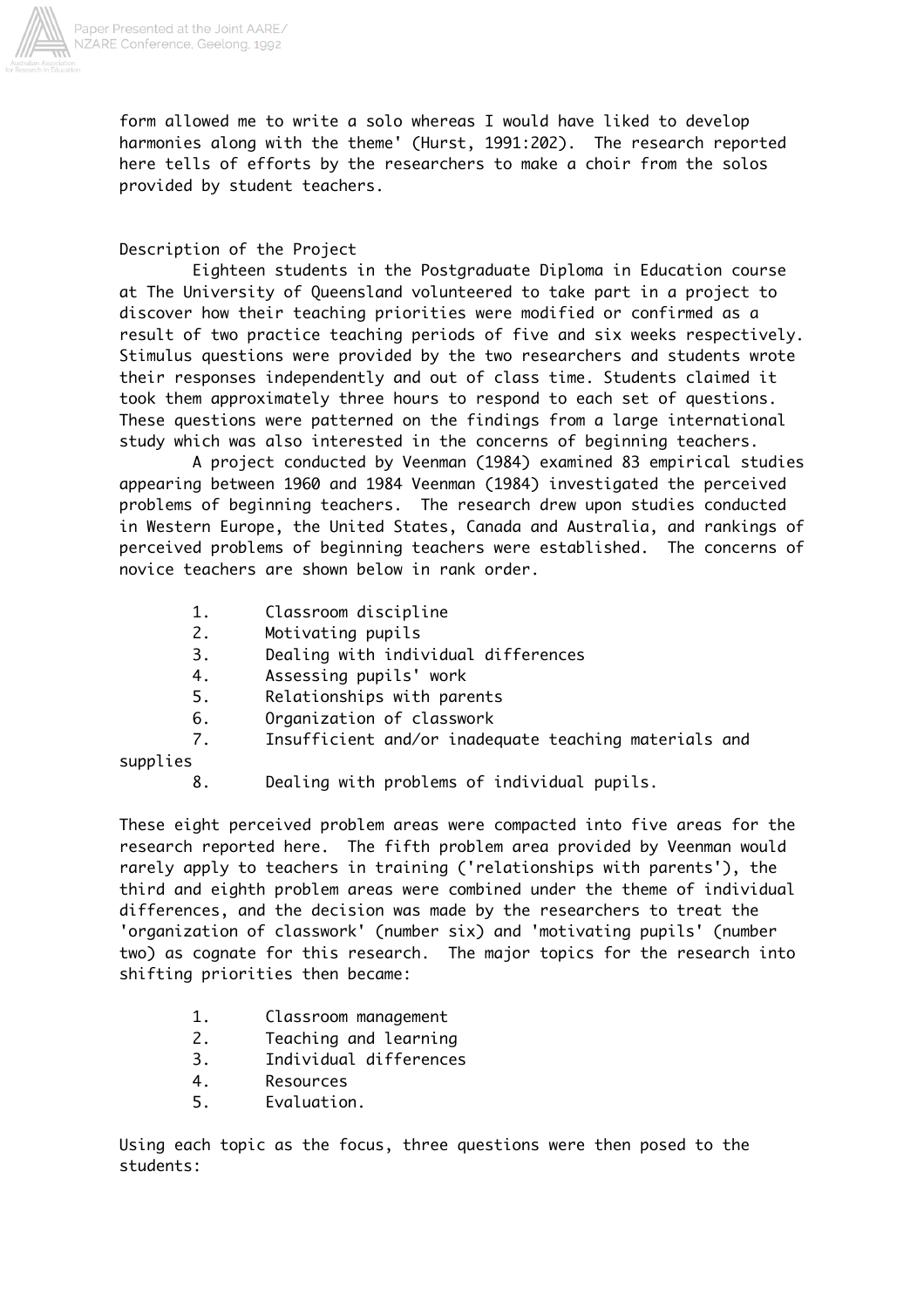form allowed me to write a solo whereas I would have liked to develop harmonies along with the theme' (Hurst, 1991:202). The research reported here tells of efforts by the researchers to make a choir from the solos provided by student teachers.

## Description of the Project

Eighteen students in the Postgraduate Diploma in Education course at The University of Queensland volunteered to take part in a project to discover how their teaching priorities were modified or confirmed as a result of two practice teaching periods of five and six weeks respectively. Stimulus questions were provided by the two researchers and students wrote their responses independently and out of class time. Students claimed it took them approximately three hours to respond to each set of questions. These questions were patterned on the findings from a large international study which was also interested in the concerns of beginning teachers.

A project conducted by Veenman (1984) examined 83 empirical studies appearing between 1960 and 1984 Veenman (1984) investigated the perceived problems of beginning teachers. The research drew upon studies conducted in Western Europe, the United States, Canada and Australia, and rankings of perceived problems of beginning teachers were established. The concerns of novice teachers are shown below in rank order.

1. Classroom discipline
2. Motivating pupils
3. Dealing with individual differences
4. Assessing pupils' work
5. Relationships with parents
6. Organization of classwork
7. Insufficient and/or inadequate teaching materials and supplies
8. Dealing with problems of individual pupils.

These eight perceived problem areas were compacted into five areas for the research reported here. The fifth problem area provided by Veenman would rarely apply to teachers in training ('relationships with parents'), the third and eighth problem areas were combined under the theme of individual differences, and the decision was made by the researchers to treat the 'organization of classwork' (number six) and 'motivating pupils' (number two) as cognate for this research. The major topics for the research into shifting priorities then became:

1. Classroom management
2. Teaching and learning
3. Individual differences
4. Resources
5. Evaluation.

Using each topic as the focus, three questions were then posed to the students: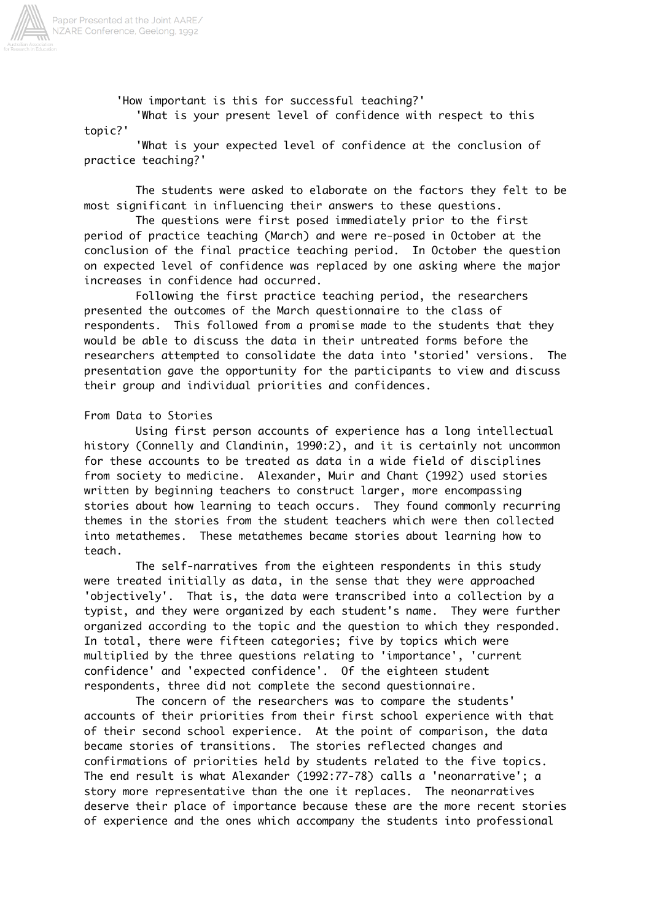'How important is this for successful teaching?'
'What is your present level of confidence with respect to this topic?'
'What is your expected level of confidence at the conclusion of practice teaching?'

The students were asked to elaborate on the factors they felt to be most significant in influencing their answers to these questions.

The questions were first posed immediately prior to the first period of practice teaching (March) and were re-posed in October at the conclusion of the final practice teaching period. In October the question on expected level of confidence was replaced by one asking where the major increases in confidence had occurred.

Following the first practice teaching period, the researchers presented the outcomes of the March questionnaire to the class of respondents. This followed from a promise made to the students that they would be able to discuss the data in their untreated forms before the researchers attempted to consolidate the data into 'storied' versions. The presentation gave the opportunity for the participants to view and discuss their group and individual priorities and confidences.

## From Data to Stories

Using first person accounts of experience has a long intellectual history (Connelly and Clandinin, 1990:2), and it is certainly not uncommon for these accounts to be treated as data in a wide field of disciplines from society to medicine. Alexander, Muir and Chant (1992) used stories written by beginning teachers to construct larger, more encompassing stories about how learning to teach occurs. They found commonly recurring themes in the stories from the student teachers which were then collected into metathemes. These metathemes became stories about learning how to teach.

The self-narratives from the eighteen respondents in this study were treated initially as data, in the sense that they were approached 'objectively'. That is, the data were transcribed into a collection by a typist, and they were organized by each student's name. They were further organized according to the topic and the question to which they responded. In total, there were fifteen categories; five by topics which were multiplied by the three questions relating to 'importance', 'current confidence' and 'expected confidence'. Of the eighteen student respondents, three did not complete the second questionnaire.

The concern of the researchers was to compare the students' accounts of their priorities from their first school experience with that of their second school experience. At the point of comparison, the data became stories of transitions. The stories reflected changes and confirmations of priorities held by students related to the five topics. The end result is what Alexander (1992:77-78) calls a 'neonarrative'; a story more representative than the one it replaces. The neonarratives deserve their place of importance because these are the more recent stories of experience and the ones which accompany the students into professional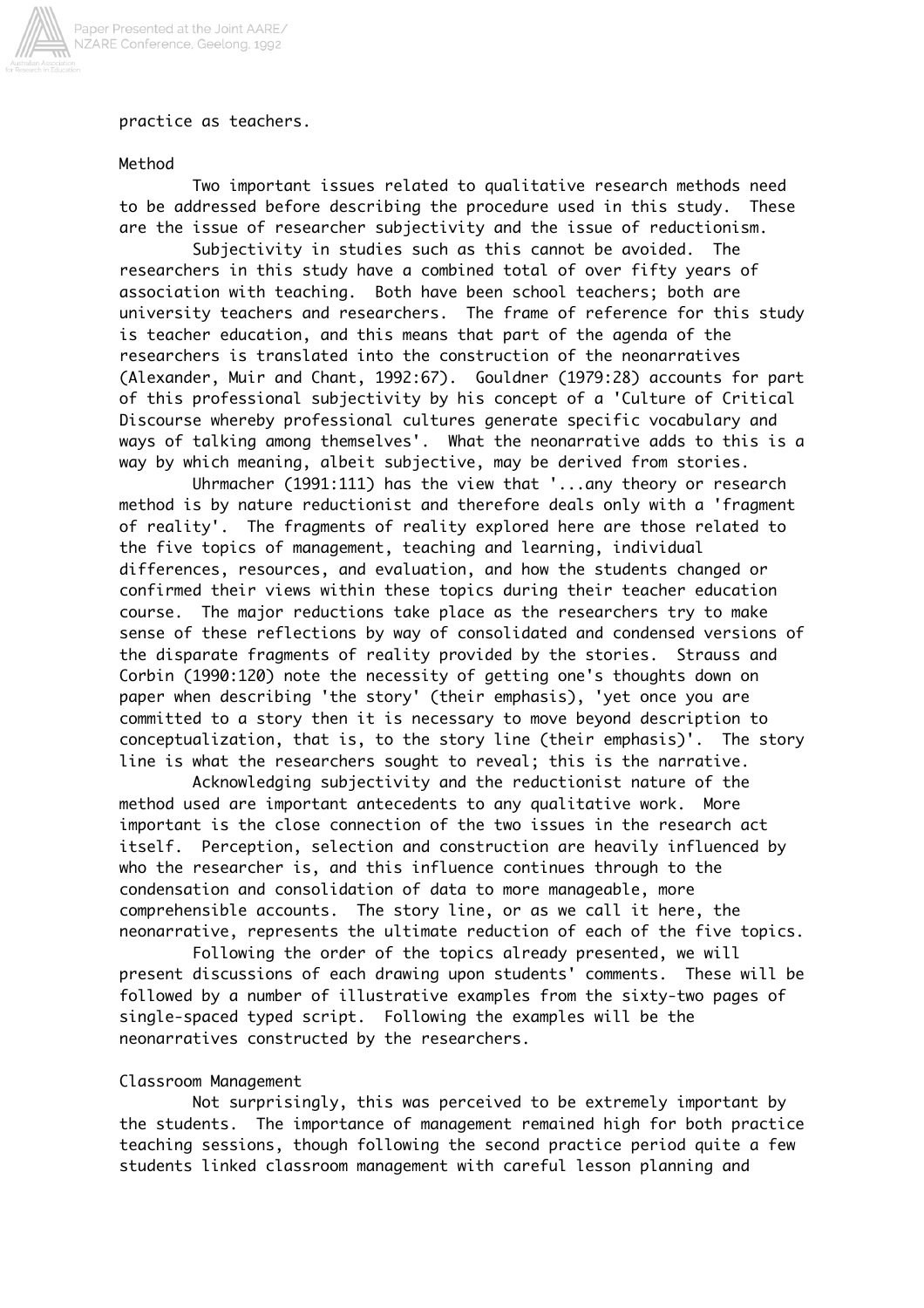practice as teachers.

## Method

Two important issues related to qualitative research methods need to be addressed before describing the procedure used in this study. These are the issue of researcher subjectivity and the issue of reductionism.

Subjectivity in studies such as this cannot be avoided. The researchers in this study have a combined total of over fifty years of association with teaching. Both have been school teachers; both are university teachers and researchers. The frame of reference for this study is teacher education, and this means that part of the agenda of the researchers is translated into the construction of the neonarratives (Alexander, Muir and Chant, 1992:67). Gouldner (1979:28) accounts for part of this professional subjectivity by his concept of a 'Culture of Critical Discourse whereby professional cultures generate specific vocabulary and ways of talking among themselves'. What the neonarrative adds to this is a way by which meaning, albeit subjective, may be derived from stories.

Uhrmacher (1991:111) has the view that '...any theory or research method is by nature reductionist and therefore deals only with a 'fragment of reality'. The fragments of reality explored here are those related to the five topics of management, teaching and learning, individual differences, resources, and evaluation, and how the students changed or confirmed their views within these topics during their teacher education course. The major reductions take place as the researchers try to make sense of these reflections by way of consolidated and condensed versions of the disparate fragments of reality provided by the stories. Strauss and Corbin (1990:120) note the necessity of getting one's thoughts down on paper when describing 'the story' (their emphasis), 'yet once you are committed to a story then it is necessary to move beyond description to conceptualization, that is, to the story line (their emphasis)'. The story line is what the researchers sought to reveal; this is the narrative.

Acknowledging subjectivity and the reductionist nature of the method used are important antecedents to any qualitative work. More important is the close connection of the two issues in the research act itself. Perception, selection and construction are heavily influenced by who the researcher is, and this influence continues through to the condensation and consolidation of data to more manageable, more comprehensible accounts. The story line, or as we call it here, the neonarrative, represents the ultimate reduction of each of the five topics.

Following the order of the topics already presented, we will present discussions of each drawing upon students' comments. These will be followed by a number of illustrative examples from the sixty-two pages of single-spaced typed script. Following the examples will be the neonarratives constructed by the researchers.

## Classroom Management

Not surprisingly, this was perceived to be extremely important by the students. The importance of management remained high for both practice teaching sessions, though following the second practice period quite a few students linked classroom management with careful lesson planning and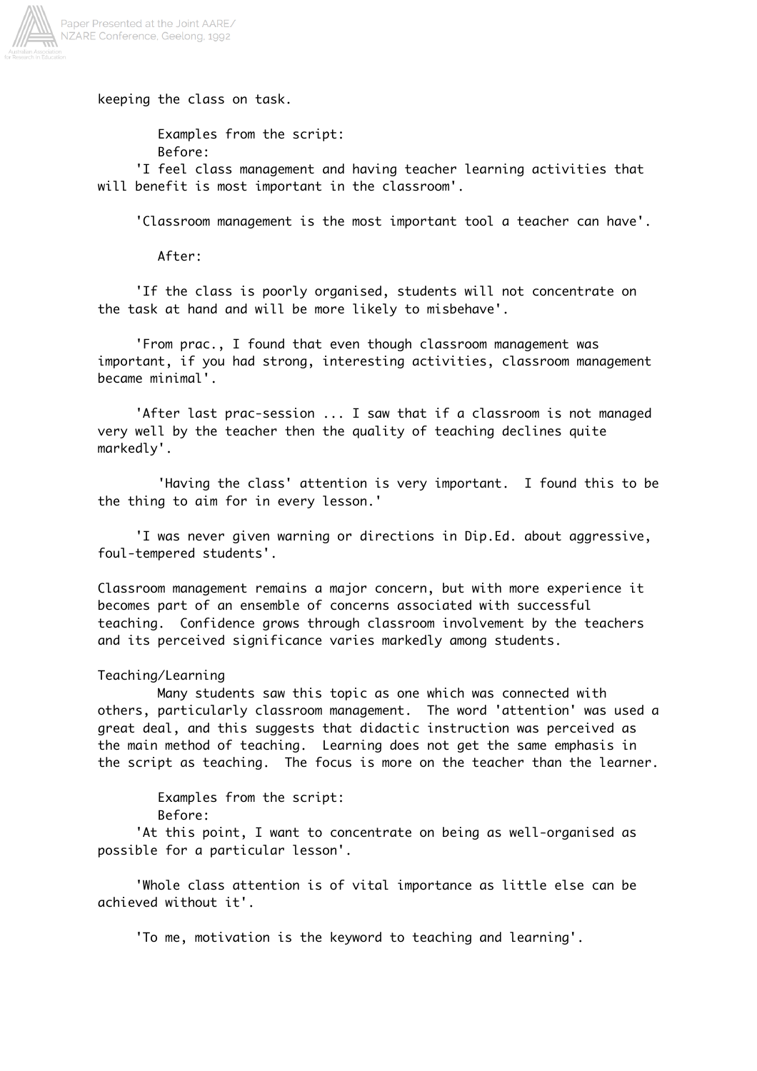keeping the class on task.

Examples from the script:
Before:

'I feel class management and having teacher learning activities that will benefit is most important in the classroom'.

'Classroom management is the most important tool a teacher can have'.

After:

'If the class is poorly organised, students will not concentrate on the task at hand and will be more likely to misbehave'.

'From prac., I found that even though classroom management was important, if you had strong, interesting activities, classroom management became minimal'.

'After last prac-session ... I saw that if a classroom is not managed very well by the teacher then the quality of teaching declines quite markedly'.

'Having the class' attention is very important. I found this to be the thing to aim for in every lesson.'

'I was never given warning or directions in Dip.Ed. about aggressive, foul-tempered students'.

Classroom management remains a major concern, but with more experience it becomes part of an ensemble of concerns associated with successful teaching. Confidence grows through classroom involvement by the teachers and its perceived significance varies markedly among students.

Teaching/Learning

Many students saw this topic as one which was connected with others, particularly classroom management. The word 'attention' was used a great deal, and this suggests that didactic instruction was perceived as the main method of teaching. Learning does not get the same emphasis in the script as teaching. The focus is more on the teacher than the learner.

Examples from the script:
Before:

'At this point, I want to concentrate on being as well-organised as possible for a particular lesson'.

'Whole class attention is of vital importance as little else can be achieved without it'.

'To me, motivation is the keyword to teaching and learning'.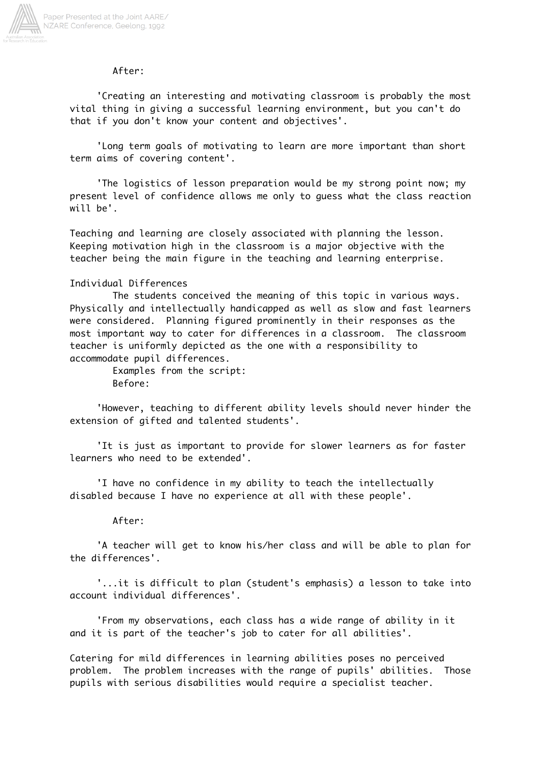After:

'Creating an interesting and motivating classroom is probably the most vital thing in giving a successful learning environment, but you can't do that if you don't know your content and objectives'.

'Long term goals of motivating to learn are more important than short term aims of covering content'.

'The logistics of lesson preparation would be my strong point now; my present level of confidence allows me only to guess what the class reaction will be'.

Teaching and learning are closely associated with planning the lesson. Keeping motivation high in the classroom is a major objective with the teacher being the main figure in the teaching and learning enterprise.

Individual Differences

The students conceived the meaning of this topic in various ways. Physically and intellectually handicapped as well as slow and fast learners were considered. Planning figured prominently in their responses as the most important way to cater for differences in a classroom. The classroom teacher is uniformly depicted as the one with a responsibility to accommodate pupil differences.

Examples from the script:

Before:

'However, teaching to different ability levels should never hinder the extension of gifted and talented students'.

'It is just as important to provide for slower learners as for faster learners who need to be extended'.

'I have no confidence in my ability to teach the intellectually disabled because I have no experience at all with these people'.

After:

'A teacher will get to know his/her class and will be able to plan for the differences'.

'...it is difficult to plan (student's emphasis) a lesson to take into account individual differences'.

'From my observations, each class has a wide range of ability in it and it is part of the teacher's job to cater for all abilities'.

Catering for mild differences in learning abilities poses no perceived problem. The problem increases with the range of pupils' abilities. Those pupils with serious disabilities would require a specialist teacher.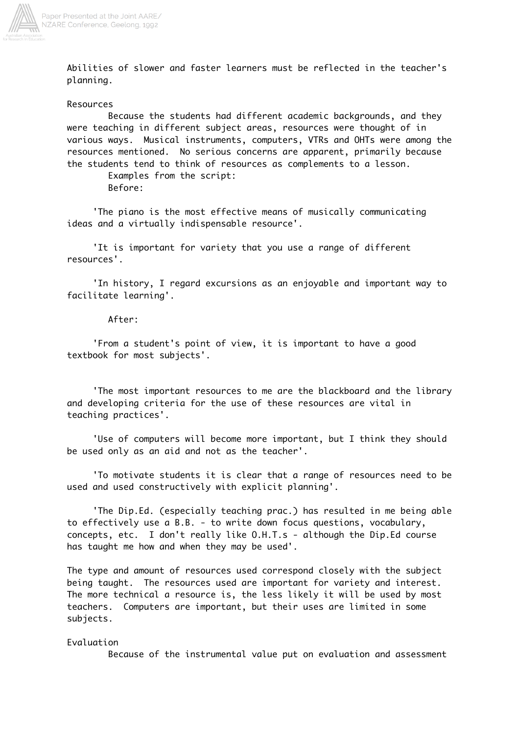Abilities of slower and faster learners must be reflected in the teacher's planning.

## Resources

Because the students had different academic backgrounds, and they were teaching in different subject areas, resources were thought of in various ways. Musical instruments, computers, VTRs and OHTs were among the resources mentioned. No serious concerns are apparent, primarily because the students tend to think of resources as complements to a lesson.

Examples from the script:

Before:

'The piano is the most effective means of musically communicating ideas and a virtually indispensable resource'.

'It is important for variety that you use a range of different resources'.

'In history, I regard excursions as an enjoyable and important way to facilitate learning'.

After:

'From a student's point of view, it is important to have a good textbook for most subjects'.

'The most important resources to me are the blackboard and the library and developing criteria for the use of these resources are vital in teaching practices'.

'Use of computers will become more important, but I think they should be used only as an aid and not as the teacher'.

'To motivate students it is clear that a range of resources need to be used and used constructively with explicit planning'.

'The Dip.Ed. (especially teaching prac.) has resulted in me being able to effectively use a B.B. - to write down focus questions, vocabulary, concepts, etc. I don't really like O.H.T.s - although the Dip.Ed course has taught me how and when they may be used'.

The type and amount of resources used correspond closely with the subject being taught. The resources used are important for variety and interest. The more technical a resource is, the less likely it will be used by most teachers. Computers are important, but their uses are limited in some subjects.

## Evaluation

Because of the instrumental value put on evaluation and assessment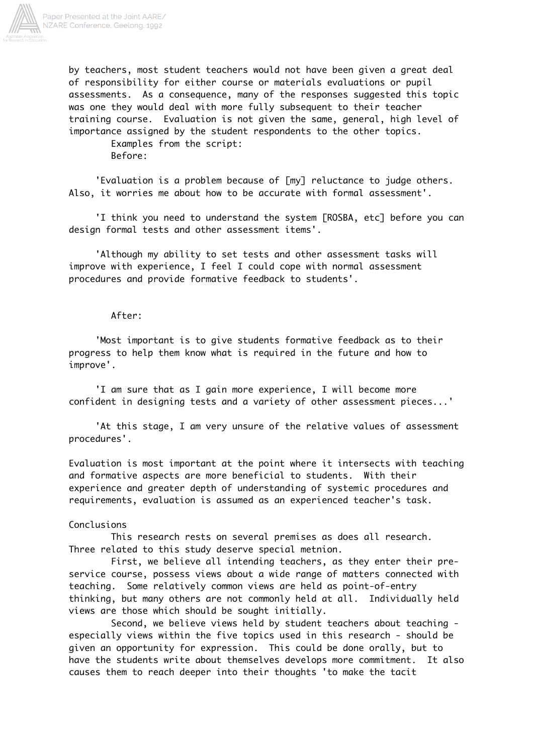by teachers, most student teachers would not have been given a great deal of responsibility for either course or materials evaluations or pupil assessments. As a consequence, many of the responses suggested this topic was one they would deal with more fully subsequent to their teacher training course. Evaluation is not given the same, general, high level of importance assigned by the student respondents to the other topics.

Examples from the script:

Before:

'Evaluation is a problem because of [my] reluctance to judge others. Also, it worries me about how to be accurate with formal assessment'.

'I think you need to understand the system [ROSBA, etc] before you can design formal tests and other assessment items'.

'Although my ability to set tests and other assessment tasks will improve with experience, I feel I could cope with normal assessment procedures and provide formative feedback to students'.

After:

'Most important is to give students formative feedback as to their progress to help them know what is required in the future and how to improve'.

'I am sure that as I gain more experience, I will become more confident in designing tests and a variety of other assessment pieces...'

'At this stage, I am very unsure of the relative values of assessment procedures'.

Evaluation is most important at the point where it intersects with teaching and formative aspects are more beneficial to students. With their experience and greater depth of understanding of systemic procedures and requirements, evaluation is assumed as an experienced teacher's task.

## Conclusions

This research rests on several premises as does all research. Three related to this study deserve special metnion.

First, we believe all intending teachers, as they enter their pre-service course, possess views about a wide range of matters connected with teaching. Some relatively common views are held as point-of-entry thinking, but many others are not commonly held at all. Individually held views are those which should be sought initially.

Second, we believe views held by student teachers about teaching - especially views within the five topics used in this research - should be given an opportunity for expression. This could be done orally, but to have the students write about themselves develops more commitment. It also causes them to reach deeper into their thoughts 'to make the tacit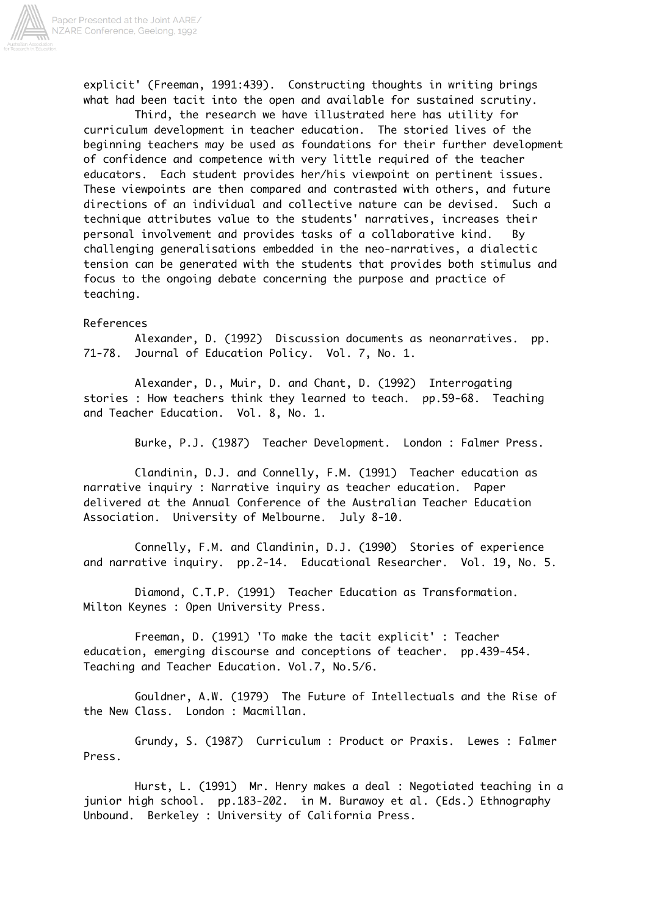explicit' (Freeman, 1991:439). Constructing thoughts in writing brings what had been tacit into the open and available for sustained scrutiny.

Third, the research we have illustrated here has utility for curriculum development in teacher education. The storied lives of the beginning teachers may be used as foundations for their further development of confidence and competence with very little required of the teacher educators. Each student provides her/his viewpoint on pertinent issues. These viewpoints are then compared and contrasted with others, and future directions of an individual and collective nature can be devised. Such a technique attributes value to the students' narratives, increases their personal involvement and provides tasks of a collaborative kind. By challenging generalisations embedded in the neo-narratives, a dialectic tension can be generated with the students that provides both stimulus and focus to the ongoing debate concerning the purpose and practice of teaching.

## References

Alexander, D. (1992) Discussion documents as neonarratives. pp. 71-78. Journal of Education Policy. Vol. 7, No. 1.

Alexander, D., Muir, D. and Chant, D. (1992) Interrogating stories : How teachers think they learned to teach. pp.59-68. Teaching and Teacher Education. Vol. 8, No. 1.

Burke, P.J. (1987) Teacher Development. London : Falmer Press.

Clandinin, D.J. and Connelly, F.M. (1991) Teacher education as narrative inquiry : Narrative inquiry as teacher education. Paper delivered at the Annual Conference of the Australian Teacher Education Association. University of Melbourne. July 8-10.

Connelly, F.M. and Clandinin, D.J. (1990) Stories of experience and narrative inquiry. pp.2-14. Educational Researcher. Vol. 19, No. 5.

Diamond, C.T.P. (1991) Teacher Education as Transformation. Milton Keynes : Open University Press.

Freeman, D. (1991) 'To make the tacit explicit' : Teacher education, emerging discourse and conceptions of teacher. pp.439-454. Teaching and Teacher Education. Vol.7, No.5/6.

Gouldner, A.W. (1979) The Future of Intellectuals and the Rise of the New Class. London : Macmillan.

Grundy, S. (1987) Curriculum : Product or Praxis. Lewes : Falmer Press.

Hurst, L. (1991) Mr. Henry makes a deal : Negotiated teaching in a junior high school. pp.183-202. in M. Burawoy et al. (Eds.) Ethnography Unbound. Berkeley : University of California Press.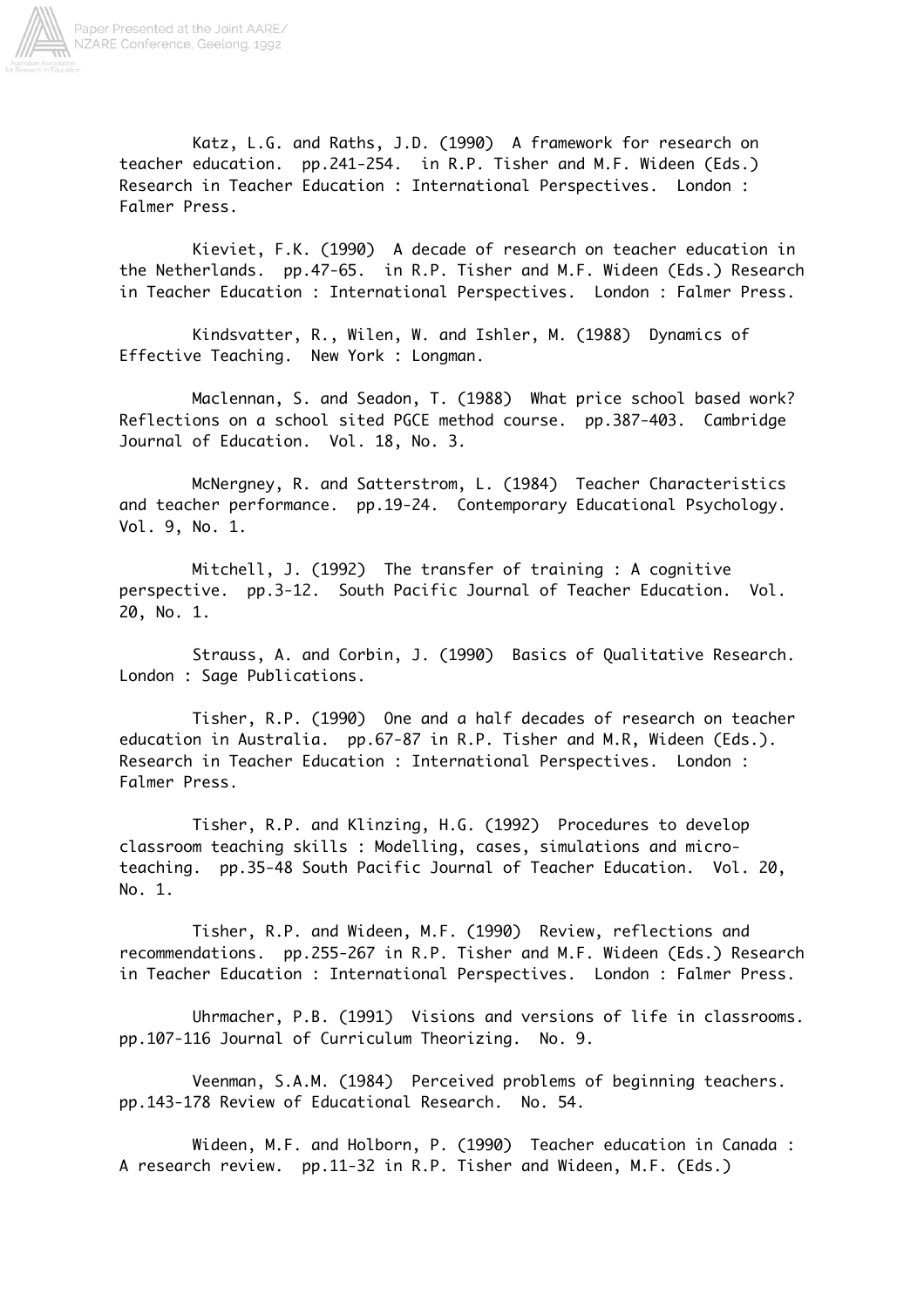Katz, L.G. and Raths, J.D. (1990) A framework for research on teacher education. pp.241-254. in R.P. Tisher and M.F. Wideen (Eds.) Research in Teacher Education : International Perspectives. London : Falmer Press.

Kieviet, F.K. (1990) A decade of research on teacher education in the Netherlands. pp.47-65. in R.P. Tisher and M.F. Wideen (Eds.) Research in Teacher Education : International Perspectives. London : Falmer Press.

Kindsvatter, R., Wilen, W. and Ishler, M. (1988) Dynamics of Effective Teaching. New York : Longman.

Maclennan, S. and Seadon, T. (1988) What price school based work? Reflections on a school sited PGCE method course. pp.387-403. Cambridge Journal of Education. Vol. 18, No. 3.

McNergney, R. and Satterstrom, L. (1984) Teacher Characteristics and teacher performance. pp.19-24. Contemporary Educational Psychology. Vol. 9, No. 1.

Mitchell, J. (1992) The transfer of training : A cognitive perspective. pp.3-12. South Pacific Journal of Teacher Education. Vol. 20, No. 1.

Strauss, A. and Corbin, J. (1990) Basics of Qualitative Research. London : Sage Publications.

Tisher, R.P. (1990) One and a half decades of research on teacher education in Australia. pp.67-87 in R.P. Tisher and M.R, Wideen (Eds.). Research in Teacher Education : International Perspectives. London : Falmer Press.

Tisher, R.P. and Klinzing, H.G. (1992) Procedures to develop classroom teaching skills : Modelling, cases, simulations and micro-teaching. pp.35-48 South Pacific Journal of Teacher Education. Vol. 20, No. 1.

Tisher, R.P. and Wideen, M.F. (1990) Review, reflections and recommendations. pp.255-267 in R.P. Tisher and M.F. Wideen (Eds.) Research in Teacher Education : International Perspectives. London : Falmer Press.

Uhrmacher, P.B. (1991) Visions and versions of life in classrooms. pp.107-116 Journal of Curriculum Theorizing. No. 9.

Veenman, S.A.M. (1984) Perceived problems of beginning teachers. pp.143-178 Review of Educational Research. No. 54.

Wideen, M.F. and Holborn, P. (1990) Teacher education in Canada : A research review. pp.11-32 in R.P. Tisher and Wideen, M.F. (Eds.)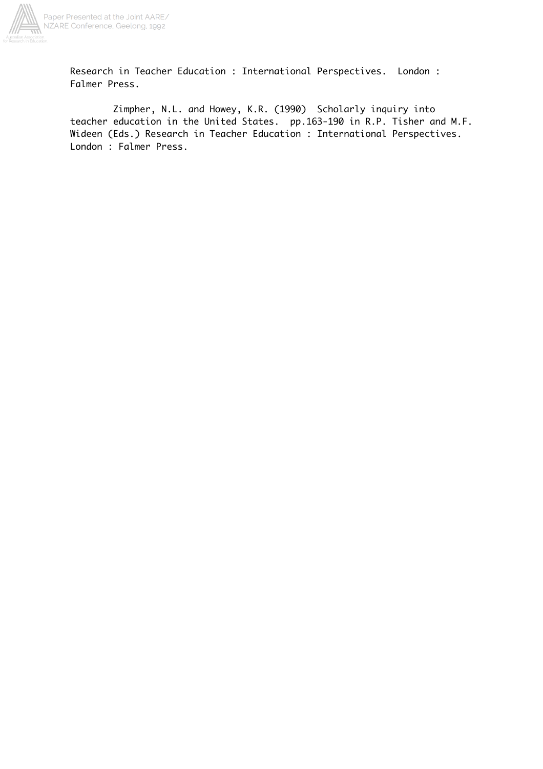Research in Teacher Education : International Perspectives. London : Falmer Press.

Zimpher, N.L. and Howey, K.R. (1990) Scholarly inquiry into teacher education in the United States. pp.163-190 in R.P. Tisher and M.F. Wideen (Eds.) Research in Teacher Education : International Perspectives. London : Falmer Press.